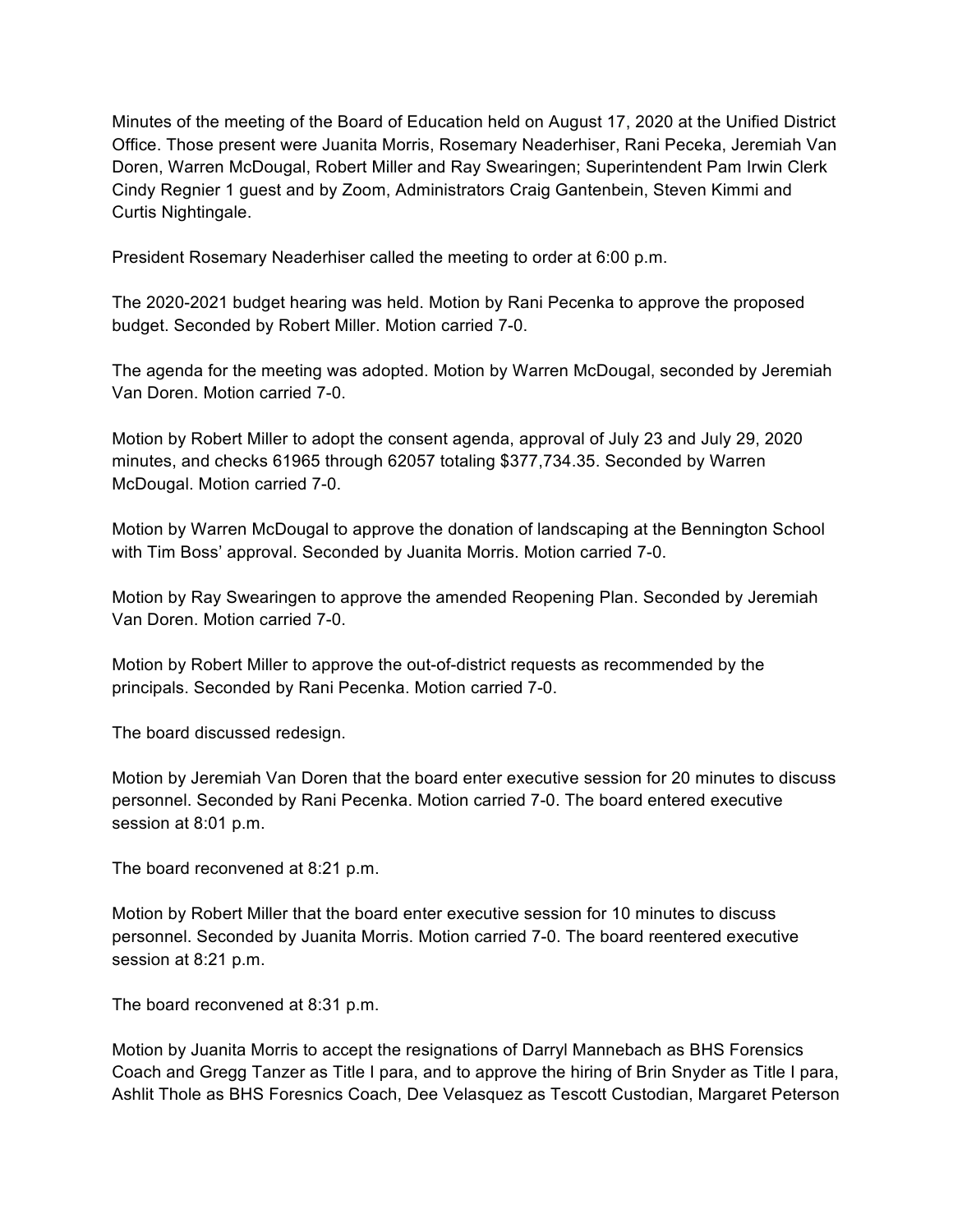Minutes of the meeting of the Board of Education held on August 17, 2020 at the Unified District Office. Those present were Juanita Morris, Rosemary Neaderhiser, Rani Peceka, Jeremiah Van Doren, Warren McDougal, Robert Miller and Ray Swearingen; Superintendent Pam Irwin Clerk Cindy Regnier 1 guest and by Zoom, Administrators Craig Gantenbein, Steven Kimmi and Curtis Nightingale.

President Rosemary Neaderhiser called the meeting to order at 6:00 p.m.

The 2020-2021 budget hearing was held. Motion by Rani Pecenka to approve the proposed budget. Seconded by Robert Miller. Motion carried 7-0.

The agenda for the meeting was adopted. Motion by Warren McDougal, seconded by Jeremiah Van Doren. Motion carried 7-0.

Motion by Robert Miller to adopt the consent agenda, approval of July 23 and July 29, 2020 minutes, and checks 61965 through 62057 totaling $377,734.35. Seconded by Warren McDougal. Motion carried 7-0.

Motion by Warren McDougal to approve the donation of landscaping at the Bennington School with Tim Boss' approval. Seconded by Juanita Morris. Motion carried 7-0.

Motion by Ray Swearingen to approve the amended Reopening Plan. Seconded by Jeremiah Van Doren. Motion carried 7-0.

Motion by Robert Miller to approve the out-of-district requests as recommended by the principals. Seconded by Rani Pecenka. Motion carried 7-0.

The board discussed redesign.

Motion by Jeremiah Van Doren that the board enter executive session for 20 minutes to discuss personnel. Seconded by Rani Pecenka. Motion carried 7-0. The board entered executive session at 8:01 p.m.

The board reconvened at 8:21 p.m.

Motion by Robert Miller that the board enter executive session for 10 minutes to discuss personnel. Seconded by Juanita Morris. Motion carried 7-0. The board reentered executive session at 8:21 p.m.

The board reconvened at 8:31 p.m.

Motion by Juanita Morris to accept the resignations of Darryl Mannebach as BHS Forensics Coach and Gregg Tanzer as Title I para, and to approve the hiring of Brin Snyder as Title I para, Ashlit Thole as BHS Foresnics Coach, Dee Velasquez as Tescott Custodian, Margaret Peterson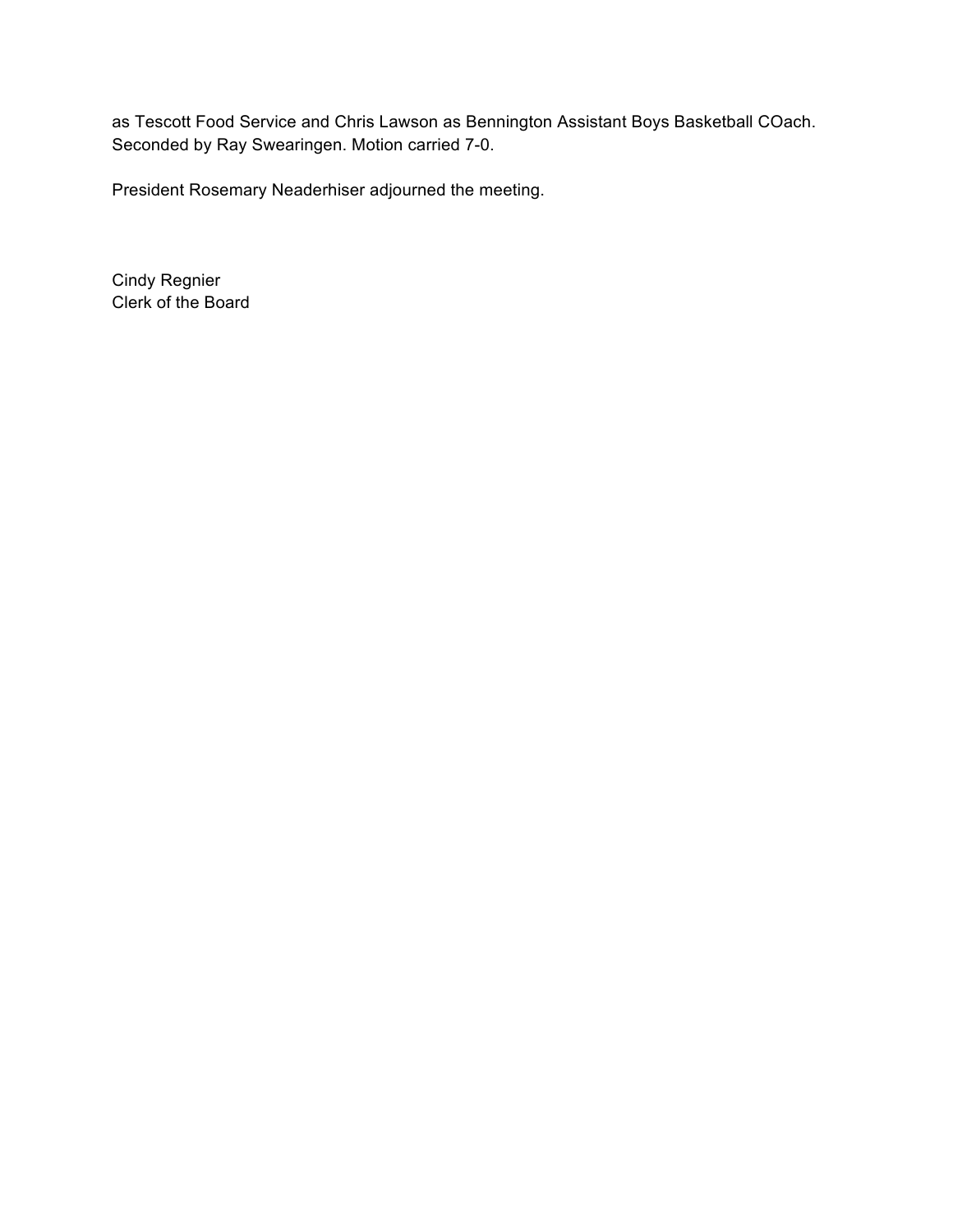as Tescott Food Service and Chris Lawson as Bennington Assistant Boys Basketball COach. Seconded by Ray Swearingen. Motion carried 7-0.

President Rosemary Neaderhiser adjourned the meeting.

Cindy Regnier
Clerk of the Board